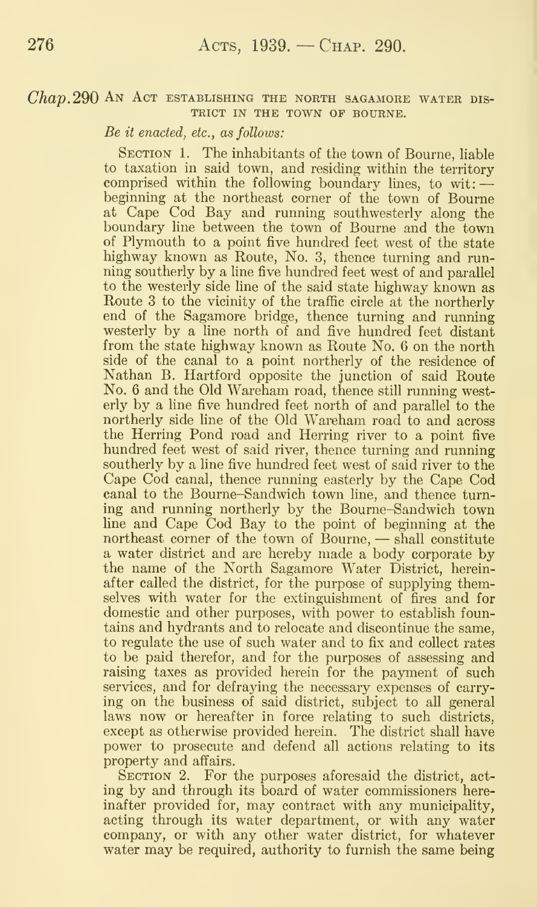*Chap.*290 AN ACT ESTABLISHING THE NORTH SAGAMORE WATER DISTRICT IN THE TOWN OF BOURNE.

*Be it enacted, etc., as follows:*

SECTION 1. The inhabitants of the town of Bourne, liable to taxation in said town, and residing within the territory comprised within the following boundary lines, to wit: — beginning at the northeast corner of the town of Bourne at Cape Cod Bay and running southwesterly along the boundary line between the town of Bourne and the town of Plymouth to a point five hundred feet west of the state highway known as Route, No. 3, thence turning and running southerly by a line five hundred feet west of and parallel to the westerly side line of the said state highway known as Route 3 to the vicinity of the traffic circle at the northerly end of the Sagamore bridge, thence turning and running westerly by a line north of and five hundred feet distant from the state highway known as Route No. 6 on the north side of the canal to a point northerly of the residence of Nathan B. Hartford opposite the junction of said Route No. 6 and the Old Wareham road, thence still running westerly by a line five hundred feet north of and parallel to the northerly side line of the Old Wareham road to and across the Herring Pond road and Herring river to a point five hundred feet west of said river, thence turning and running southerly by a line five hundred feet west of said river to the Cape Cod canal, thence running easterly by the Cape Cod canal to the Bourne–Sandwich town line, and thence turning and running northerly by the Bourne–Sandwich town line and Cape Cod Bay to the point of beginning at the northeast corner of the town of Bourne, — shall constitute a water district and are hereby made a body corporate by the name of the North Sagamore Water District, hereinafter called the district, for the purpose of supplying themselves with water for the extinguishment of fires and for domestic and other purposes, with power to establish fountains and hydrants and to relocate and discontinue the same, to regulate the use of such water and to fix and collect rates to be paid therefor, and for the purposes of assessing and raising taxes as provided herein for the payment of such services, and for defraying the necessary expenses of carrying on the business of said district, subject to all general laws now or hereafter in force relating to such districts, except as otherwise provided herein. The district shall have power to prosecute and defend all actions relating to its property and affairs.

SECTION 2. For the purposes aforesaid the district, acting by and through its board of water commissioners hereinafter provided for, may contract with any municipality, acting through its water department, or with any water company, or with any other water district, for whatever water may be required, authority to furnish the same being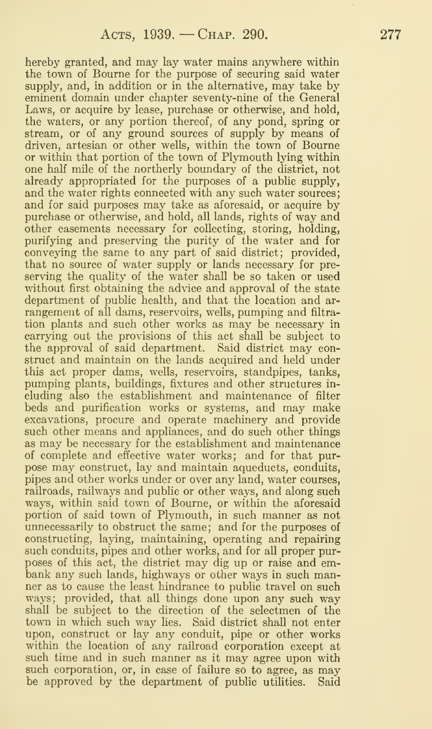hereby granted, and may lay water mains anywhere within the town of Bourne for the purpose of securing said water supply, and, in addition or in the alternative, may take by eminent domain under chapter seventy-nine of the General Laws, or acquire by lease, purchase or otherwise, and hold, the waters, or any portion thereof, of any pond, spring or stream, or of any ground sources of supply by means of driven, artesian or other wells, within the town of Bourne or within that portion of the town of Plymouth lying within one half mile of the northerly boundary of the district, not already appropriated for the purposes of a public supply, and the water rights connected with any such water sources; and for said purposes may take as aforesaid, or acquire by purchase or otherwise, and hold, all lands, rights of way and other easements necessary for collecting, storing, holding, purifying and preserving the purity of the water and for conveying the same to any part of said district; provided, that no source of water supply or lands necessary for preserving the quality of the water shall be so taken or used without first obtaining the advice and approval of the state department of public health, and that the location and arrangement of all dams, reservoirs, wells, pumping and filtration plants and such other works as may be necessary in carrying out the provisions of this act shall be subject to the approval of said department. Said district may construct and maintain on the lands acquired and held under this act proper dams, wells, reservoirs, standpipes, tanks, pumping plants, buildings, fixtures and other structures including also the establishment and maintenance of filter beds and purification works or systems, and may make excavations, procure and operate machinery and provide such other means and appliances, and do such other things as may be necessary for the establishment and maintenance of complete and effective water works; and for that purpose may construct, lay and maintain aqueducts, conduits, pipes and other works under or over any land, water courses, railroads, railways and public or other ways, and along such ways, within said town of Bourne, or within the aforesaid portion of said town of Plymouth, in such manner as not unnecessarily to obstruct the same; and for the purposes of constructing, laying, maintaining, operating and repairing such conduits, pipes and other works, and for all proper purposes of this act, the district may dig up or raise and embank any such lands, highways or other ways in such manner as to cause the least hindrance to public travel on such ways; provided, that all things done upon any such way shall be subject to the direction of the selectmen of the town in which such way lies. Said district shall not enter upon, construct or lay any conduit, pipe or other works within the location of any railroad corporation except at such time and in such manner as it may agree upon with such corporation, or, in case of failure so to agree, as may be approved by the department of public utilities. Said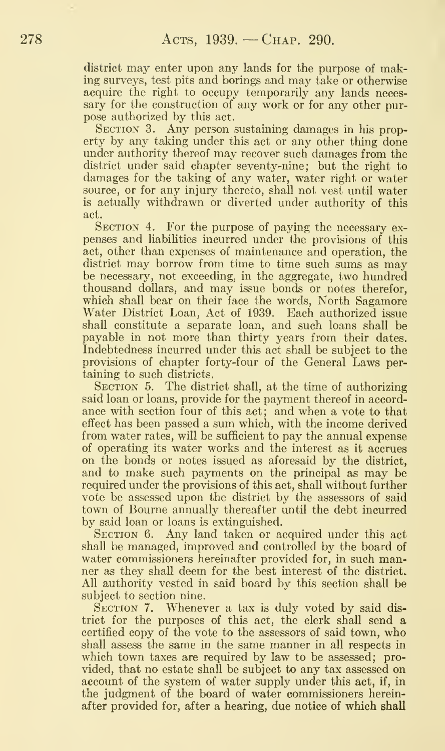district may enter upon any lands for the purpose of making surveys, test pits and borings and may take or otherwise acquire the right to occupy temporarily any lands necessary for the construction of any work or for any other purpose authorized by this act.

SECTION 3. Any person sustaining damages in his property by any taking under this act or any other thing done under authority thereof may recover such damages from the district under said chapter seventy-nine; but the right to damages for the taking of any water, water right or water source, or for any injury thereto, shall not vest until water is actually withdrawn or diverted under authority of this act.

SECTION 4. For the purpose of paying the necessary expenses and liabilities incurred under the provisions of this act, other than expenses of maintenance and operation, the district may borrow from time to time such sums as may be necessary, not exceeding, in the aggregate, two hundred thousand dollars, and may issue bonds or notes therefor, which shall bear on their face the words, North Sagamore Water District Loan, Act of 1939. Each authorized issue shall constitute a separate loan, and such loans shall be payable in not more than thirty years from their dates. Indebtedness incurred under this act shall be subject to the provisions of chapter forty-four of the General Laws pertaining to such districts.

SECTION 5. The district shall, at the time of authorizing said loan or loans, provide for the payment thereof in accordance with section four of this act; and when a vote to that effect has been passed a sum which, with the income derived from water rates, will be sufficient to pay the annual expense of operating its water works and the interest as it accrues on the bonds or notes issued as aforesaid by the district, and to make such payments on the principal as may be required under the provisions of this act, shall without further vote be assessed upon the district by the assessors of said town of Bourne annually thereafter until the debt incurred by said loan or loans is extinguished.

SECTION 6. Any land taken or acquired under this act shall be managed, improved and controlled by the board of water commissioners hereinafter provided for, in such manner as they shall deem for the best interest of the district. All authority vested in said board by this section shall be subject to section nine.

SECTION 7. Whenever a tax is duly voted by said district for the purposes of this act, the clerk shall send a certified copy of the vote to the assessors of said town, who shall assess the same in the same manner in all respects in which town taxes are required by law to be assessed; provided, that no estate shall be subject to any tax assessed on account of the system of water supply under this act, if, in the judgment of the board of water commissioners hereinafter provided for, after a hearing, due notice of which shall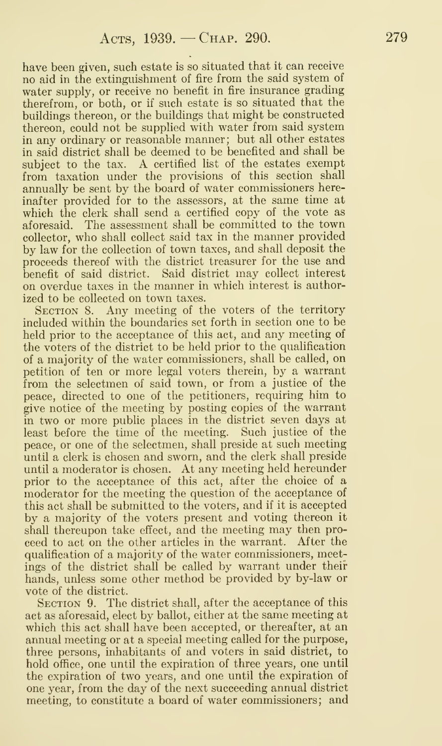have been given, such estate is so situated that it can receive no aid in the extinguishment of fire from the said system of water supply, or receive no benefit in fire insurance grading therefrom, or both, or if such estate is so situated that the buildings thereon, or the buildings that might be constructed thereon, could not be supplied with water from said system in any ordinary or reasonable manner; but all other estates in said district shall be deemed to be benefited and shall be subject to the tax. A certified list of the estates exempt from taxation under the provisions of this section shall annually be sent by the board of water commissioners hereinafter provided for to the assessors, at the same time at which the clerk shall send a certified copy of the vote as aforesaid. The assessment shall be committed to the town collector, who shall collect said tax in the manner provided by law for the collection of town taxes, and shall deposit the proceeds thereof with the district treasurer for the use and benefit of said district. Said district may collect interest on overdue taxes in the manner in which interest is authorized to be collected on town taxes.

SECTION 8. Any meeting of the voters of the territory included within the boundaries set forth in section one to be held prior to the acceptance of this act, and any meeting of the voters of the district to be held prior to the qualification of a majority of the water commissioners, shall be called, on petition of ten or more legal voters therein, by a warrant from the selectmen of said town, or from a justice of the peace, directed to one of the petitioners, requiring him to give notice of the meeting by posting copies of the warrant in two or more public places in the district seven days at least before the time of the meeting. Such justice of the peace, or one of the selectmen, shall preside at such meeting until a clerk is chosen and sworn, and the clerk shall preside until a moderator is chosen. At any meeting held hereunder prior to the acceptance of this act, after the choice of a moderator for the meeting the question of the acceptance of this act shall be submitted to the voters, and if it is accepted by a majority of the voters present and voting thereon it shall thereupon take effect, and the meeting may then proceed to act on the other articles in the warrant. After the qualification of a majority of the water commissioners, meetings of the district shall be called by warrant under their hands, unless some other method be provided by by-law or vote of the district.

SECTION 9. The district shall, after the acceptance of this act as aforesaid, elect by ballot, either at the same meeting at which this act shall have been accepted, or thereafter, at an annual meeting or at a special meeting called for the purpose, three persons, inhabitants of and voters in said district, to hold office, one until the expiration of three years, one until the expiration of two years, and one until the expiration of one year, from the day of the next succeeding annual district meeting, to constitute a board of water commissioners; and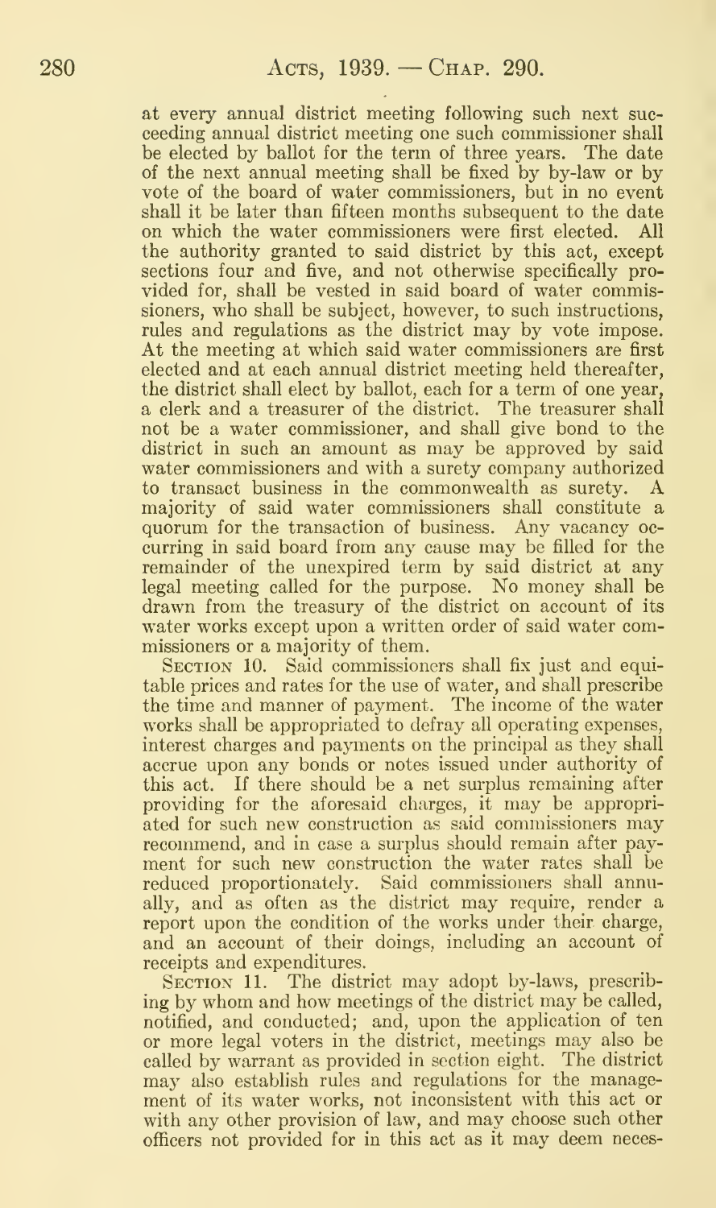at every annual district meeting following such next succeeding annual district meeting one such commissioner shall be elected by ballot for the term of three years. The date of the next annual meeting shall be fixed by by-law or by vote of the board of water commissioners, but in no event shall it be later than fifteen months subsequent to the date on which the water commissioners were first elected. All the authority granted to said district by this act, except sections four and five, and not otherwise specifically provided for, shall be vested in said board of water commissioners, who shall be subject, however, to such instructions, rules and regulations as the district may by vote impose. At the meeting at which said water commissioners are first elected and at each annual district meeting held thereafter, the district shall elect by ballot, each for a term of one year, a clerk and a treasurer of the district. The treasurer shall not be a water commissioner, and shall give bond to the district in such an amount as may be approved by said water commissioners and with a surety company authorized to transact business in the commonwealth as surety. A majority of said water commissioners shall constitute a quorum for the transaction of business. Any vacancy occurring in said board from any cause may be filled for the remainder of the unexpired term by said district at any legal meeting called for the purpose. No money shall be drawn from the treasury of the district on account of its water works except upon a written order of said water commissioners or a majority of them.

SECTION 10. Said commissioners shall fix just and equitable prices and rates for the use of water, and shall prescribe the time and manner of payment. The income of the water works shall be appropriated to defray all operating expenses, interest charges and payments on the principal as they shall accrue upon any bonds or notes issued under authority of this act. If there should be a net surplus remaining after providing for the aforesaid charges, it may be appropriated for such new construction as said commissioners may recommend, and in case a surplus should remain after payment for such new construction the water rates shall be reduced proportionately. Said commissioners shall annually, and as often as the district may require, render a report upon the condition of the works under their charge, and an account of their doings, including an account of receipts and expenditures.

SECTION 11. The district may adopt by-laws, prescribing by whom and how meetings of the district may be called, notified, and conducted; and, upon the application of ten or more legal voters in the district, meetings may also be called by warrant as provided in section eight. The district may also establish rules and regulations for the management of its water works, not inconsistent with this act or with any other provision of law, and may choose such other officers not provided for in this act as it may deem neces-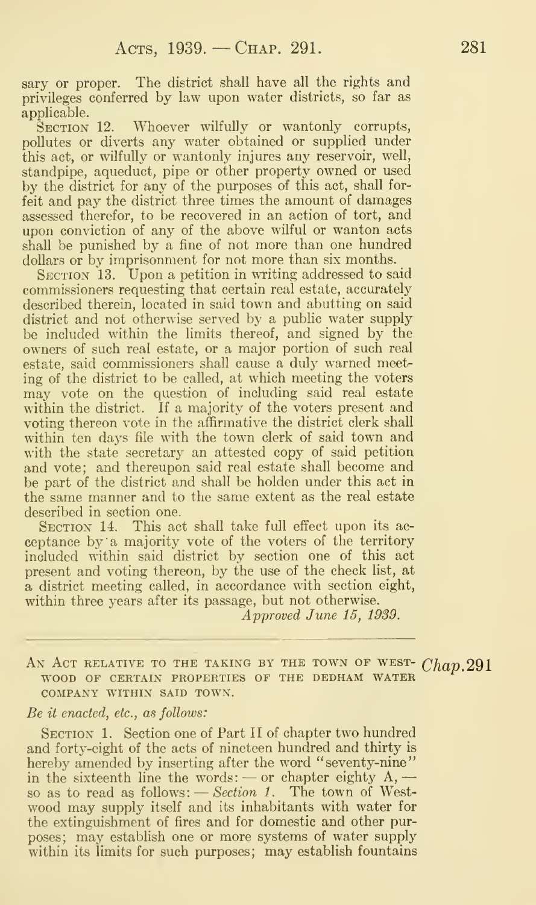sary or proper. The district shall have all the rights and privileges conferred by law upon water districts, so far as applicable.

SECTION 12. Whoever wilfully or wantonly corrupts, pollutes or diverts any water obtained or supplied under this act, or wilfully or wantonly injures any reservoir, well, standpipe, aqueduct, pipe or other property owned or used by the district for any of the purposes of this act, shall forfeit and pay the district three times the amount of damages assessed therefor, to be recovered in an action of tort, and upon conviction of any of the above wilful or wanton acts shall be punished by a fine of not more than one hundred dollars or by imprisonment for not more than six months.

SECTION 13. Upon a petition in writing addressed to said commissioners requesting that certain real estate, accurately described therein, located in said town and abutting on said district and not otherwise served by a public water supply be included within the limits thereof, and signed by the owners of such real estate, or a major portion of such real estate, said commissioners shall cause a duly warned meeting of the district to be called, at which meeting the voters may vote on the question of including said real estate within the district. If a majority of the voters present and voting thereon vote in the affirmative the district clerk shall within ten days file with the town clerk of said town and with the state secretary an attested copy of said petition and vote; and thereupon said real estate shall become and be part of the district and shall be holden under this act in the same manner and to the same extent as the real estate described in section one.

SECTION 14. This act shall take full effect upon its acceptance by a majority vote of the voters of the territory included within said district by section one of this act present and voting thereon, by the use of the check list, at a district meeting called, in accordance with section eight, within three years after its passage, but not otherwise.

*Approved June 15, 1939.*

---

*Chap.* 291

AN ACT RELATIVE TO THE TAKING BY THE TOWN OF WESTWOOD OF CERTAIN PROPERTIES OF THE DEDHAM WATER COMPANY WITHIN SAID TOWN.

*Be it enacted, etc., as follows:*

SECTION 1. Section one of Part II of chapter two hundred and forty-eight of the acts of nineteen hundred and thirty is hereby amended by inserting after the word "seventy-nine" in the sixteenth line the words: — or chapter eighty A, — so as to read as follows: — *Section 1.* The town of Westwood may supply itself and its inhabitants with water for the extinguishment of fires and for domestic and other purposes; may establish one or more systems of water supply within its limits for such purposes; may establish fountains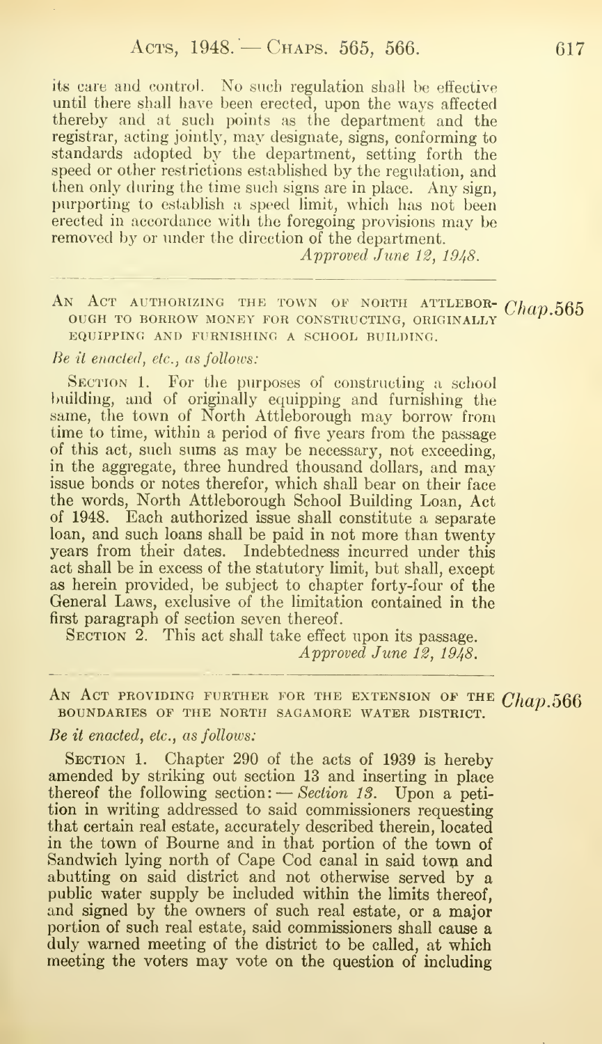its care and control. No such regulation shall be effective until there shall have been erected, upon the ways affected thereby and at such points as the department and the registrar, acting jointly, may designate, signs, conforming to standards adopted by the department, setting forth the speed or other restrictions established by the regulation, and then only during the time such signs are in place. Any sign, purporting to establish a speed limit, which has not been erected in accordance with the foregoing provisions may be removed by or under the direction of the department.

*Approved June 12, 1948.*

---

AN ACT AUTHORIZING THE TOWN OF NORTH ATTLEBOROUGH TO BORROW MONEY FOR CONSTRUCTING, ORIGINALLY EQUIPPING AND FURNISHING A SCHOOL BUILDING. *Chap.*565

*Be it enacted, etc., as follows:*

SECTION 1. For the purposes of constructing a school building, and of originally equipping and furnishing the same, the town of North Attleborough may borrow from time to time, within a period of five years from the passage of this act, such sums as may be necessary, not exceeding, in the aggregate, three hundred thousand dollars, and may issue bonds or notes therefor, which shall bear on their face the words, North Attleborough School Building Loan, Act of 1948. Each authorized issue shall constitute a separate loan, and such loans shall be paid in not more than twenty years from their dates. Indebtedness incurred under this act shall be in excess of the statutory limit, but shall, except as herein provided, be subject to chapter forty-four of the General Laws, exclusive of the limitation contained in the first paragraph of section seven thereof.

SECTION 2. This act shall take effect upon its passage.

*Approved June 12, 1948.*

---

AN ACT PROVIDING FURTHER FOR THE EXTENSION OF THE BOUNDARIES OF THE NORTH SAGAMORE WATER DISTRICT. *Chap.*566

*Be it enacted, etc., as follows:*

SECTION 1. Chapter 290 of the acts of 1939 is hereby amended by striking out section 13 and inserting in place thereof the following section: — *Section 13.* Upon a petition in writing addressed to said commissioners requesting that certain real estate, accurately described therein, located in the town of Bourne and in that portion of the town of Sandwich lying north of Cape Cod canal in said town and abutting on said district and not otherwise served by a public water supply be included within the limits thereof, and signed by the owners of such real estate, or a major portion of such real estate, said commissioners shall cause a duly warned meeting of the district to be called, at which meeting the voters may vote on the question of including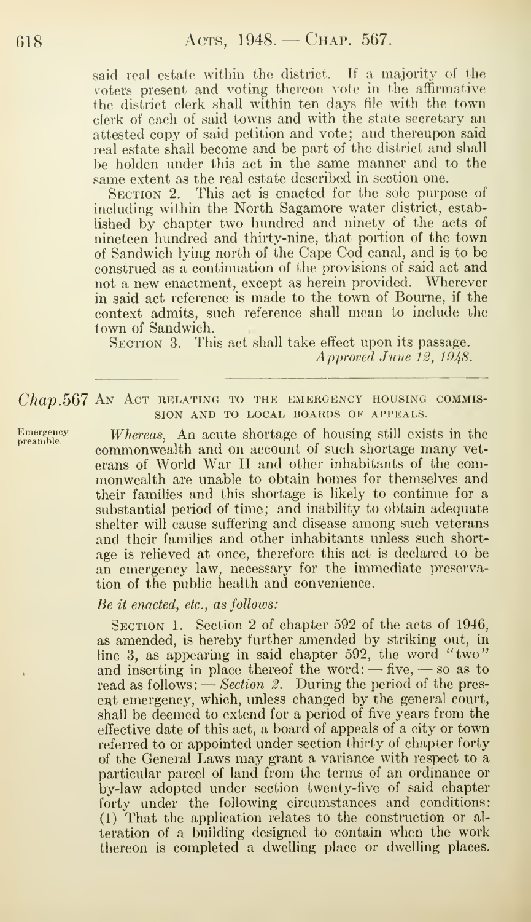said real estate within the district. If a majority of the voters present and voting thereon vote in the affirmative the district clerk shall within ten days file with the town clerk of each of said towns and with the state secretary an attested copy of said petition and vote; and thereupon said real estate shall become and be part of the district and shall be holden under this act in the same manner and to the same extent as the real estate described in section one.

SECTION 2. This act is enacted for the sole purpose of including within the North Sagamore water district, established by chapter two hundred and ninety of the acts of nineteen hundred and thirty-nine, that portion of the town of Sandwich lying north of the Cape Cod canal, and is to be construed as a continuation of the provisions of said act and not a new enactment, except as herein provided. Wherever in said act reference is made to the town of Bourne, if the context admits, such reference shall mean to include the town of Sandwich.

SECTION 3. This act shall take effect upon its passage.

*Approved June 12, 1948.*

---

*Chap.* 567 AN ACT RELATING TO THE EMERGENCY HOUSING COMMISSION AND TO LOCAL BOARDS OF APPEALS.

Emergency preamble.

*Whereas,* An acute shortage of housing still exists in the commonwealth and on account of such shortage many veterans of World War II and other inhabitants of the commonwealth are unable to obtain homes for themselves and their families and this shortage is likely to continue for a substantial period of time; and inability to obtain adequate shelter will cause suffering and disease among such veterans and their families and other inhabitants unless such shortage is relieved at once, therefore this act is declared to be an emergency law, necessary for the immediate preservation of the public health and convenience.

*Be it enacted, etc., as follows:*

SECTION 1. Section 2 of chapter 592 of the acts of 1946, as amended, is hereby further amended by striking out, in line 3, as appearing in said chapter 592, the word "two" and inserting in place thereof the word: — five, — so as to read as follows: — *Section 2.* During the period of the present emergency, which, unless changed by the general court, shall be deemed to extend for a period of five years from the effective date of this act, a board of appeals of a city or town referred to or appointed under section thirty of chapter forty of the General Laws may grant a variance with respect to a particular parcel of land from the terms of an ordinance or by-law adopted under section twenty-five of said chapter forty under the following circumstances and conditions: (1) That the application relates to the construction or alteration of a building designed to contain when the work thereon is completed a dwelling place or dwelling places.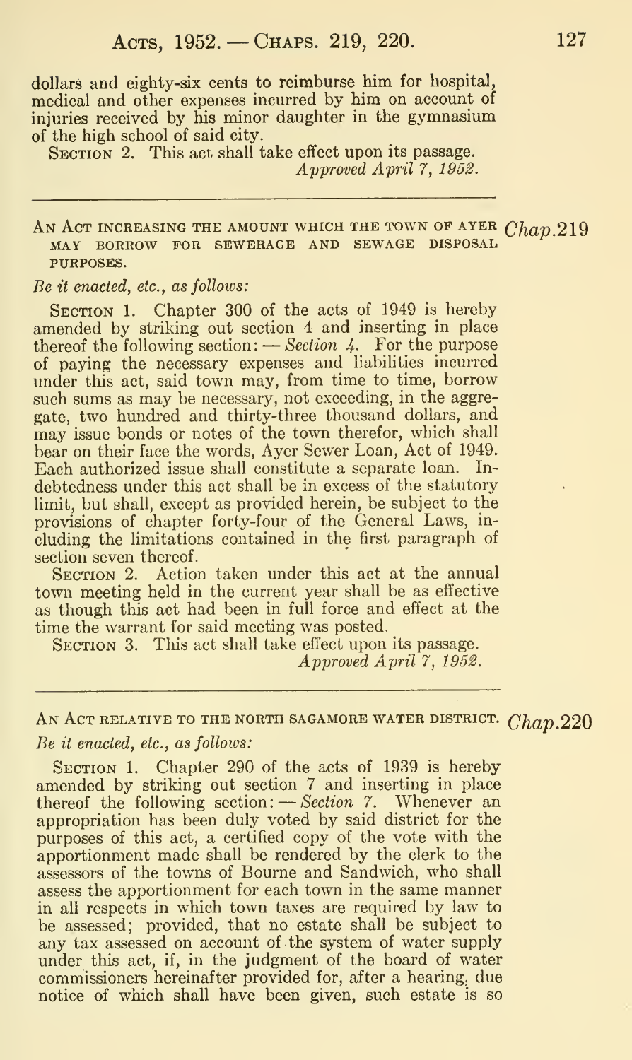dollars and eighty-six cents to reimburse him for hospital, medical and other expenses incurred by him on account of injuries received by his minor daughter in the gymnasium of the high school of said city.

SECTION 2. This act shall take effect upon its passage.

*Approved April 7, 1952.*

---

AN ACT INCREASING THE AMOUNT WHICH THE TOWN OF AYER MAY BORROW FOR SEWERAGE AND SEWAGE DISPOSAL PURPOSES. *Chap.* 219

*Be it enacted, etc., as follows:*

SECTION 1. Chapter 300 of the acts of 1949 is hereby amended by striking out section 4 and inserting in place thereof the following section: — *Section 4.* For the purpose of paying the necessary expenses and liabilities incurred under this act, said town may, from time to time, borrow such sums as may be necessary, not exceeding, in the aggregate, two hundred and thirty-three thousand dollars, and may issue bonds or notes of the town therefor, which shall bear on their face the words, Ayer Sewer Loan, Act of 1949. Each authorized issue shall constitute a separate loan. Indebtedness under this act shall be in excess of the statutory limit, but shall, except as provided herein, be subject to the provisions of chapter forty-four of the General Laws, including the limitations contained in the first paragraph of section seven thereof.

SECTION 2. Action taken under this act at the annual town meeting held in the current year shall be as effective as though this act had been in full force and effect at the time the warrant for said meeting was posted.

SECTION 3. This act shall take effect upon its passage.

*Approved April 7, 1952.*

---

AN ACT RELATIVE TO THE NORTH SAGAMORE WATER DISTRICT. *Chap.* 220

*Be it enacted, etc., as follows:*

SECTION 1. Chapter 290 of the acts of 1939 is hereby amended by striking out section 7 and inserting in place thereof the following section: — *Section 7.* Whenever an appropriation has been duly voted by said district for the purposes of this act, a certified copy of the vote with the apportionment made shall be rendered by the clerk to the assessors of the towns of Bourne and Sandwich, who shall assess the apportionment for each town in the same manner in all respects in which town taxes are required by law to be assessed; provided, that no estate shall be subject to any tax assessed on account of the system of water supply under this act, if, in the judgment of the board of water commissioners hereinafter provided for, after a hearing, due notice of which shall have been given, such estate is so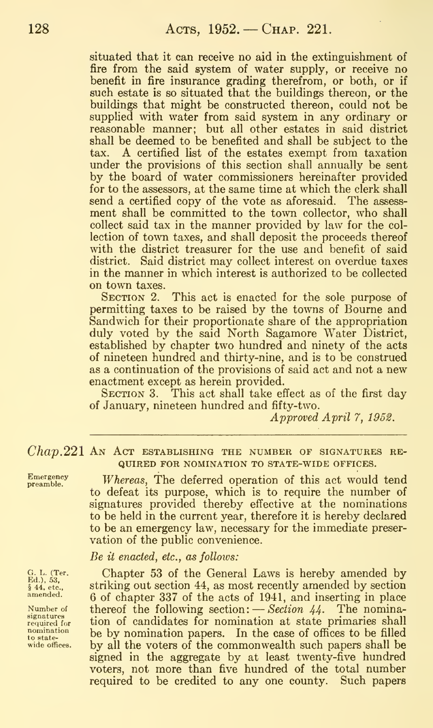situated that it can receive no aid in the extinguishment of fire from the said system of water supply, or receive no benefit in fire insurance grading therefrom, or both, or if such estate is so situated that the buildings thereon, or the buildings that might be constructed thereon, could not be supplied with water from said system in any ordinary or reasonable manner; but all other estates in said district shall be deemed to be benefited and shall be subject to the tax. A certified list of the estates exempt from taxation under the provisions of this section shall annually be sent by the board of water commissioners hereinafter provided for to the assessors, at the same time at which the clerk shall send a certified copy of the vote as aforesaid. The assessment shall be committed to the town collector, who shall collect said tax in the manner provided by law for the collection of town taxes, and shall deposit the proceeds thereof with the district treasurer for the use and benefit of said district. Said district may collect interest on overdue taxes in the manner in which interest is authorized to be collected on town taxes.

SECTION 2. This act is enacted for the sole purpose of permitting taxes to be raised by the towns of Bourne and Sandwich for their proportionate share of the appropriation duly voted by the said North Sagamore Water District, established by chapter two hundred and ninety of the acts of nineteen hundred and thirty-nine, and is to be construed as a continuation of the provisions of said act and not a new enactment except as herein provided.

SECTION 3. This act shall take effect as of the first day of January, nineteen hundred and fifty-two.

*Approved April 7, 1952.*

---

## *Chap.*221 AN ACT ESTABLISHING THE NUMBER OF SIGNATURES REQUIRED FOR NOMINATION TO STATE-WIDE OFFICES.

Emergency preamble.

*Whereas,* The deferred operation of this act would tend to defeat its purpose, which is to require the number of signatures provided thereby effective at the nominations to be held in the current year, therefore it is hereby declared to be an emergency law, necessary for the immediate preservation of the public convenience.

*Be it enacted, etc., as follows:*

G. L. (Ter. Ed.), 53, § 44, etc., amended.

Number of signatures required for nomination to state-wide offices.

Chapter 53 of the General Laws is hereby amended by striking out section 44, as most recently amended by section 6 of chapter 337 of the acts of 1941, and inserting in place thereof the following section: — *Section 44.* The nomination of candidates for nomination at state primaries shall be by nomination papers. In the case of offices to be filled by all the voters of the commonwealth such papers shall be signed in the aggregate by at least twenty-five hundred voters, not more than five hundred of the total number required to be credited to any one county. Such papers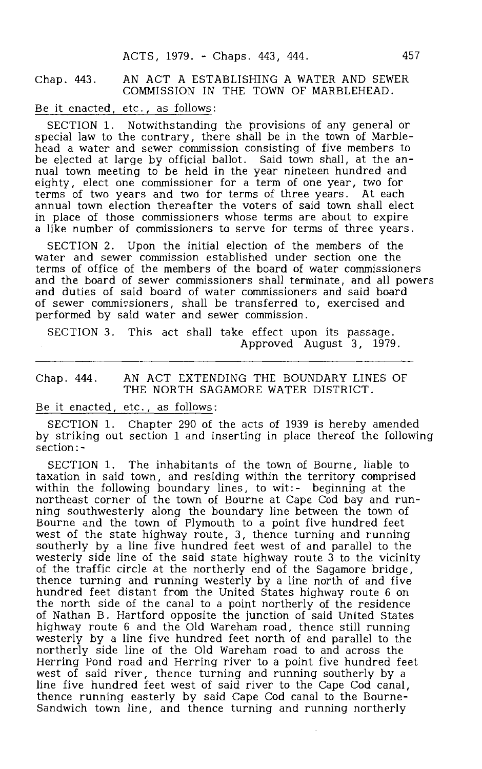Chap. 443. AN ACT A ESTABLISHING A WATER AND SEWER COMMISSION IN THE TOWN OF MARBLEHEAD.

Be it enacted, etc., as follows:

SECTION 1. Notwithstanding the provisions of any general or special law to the contrary, there shall be in the town of Marblehead a water and sewer commission consisting of five members to be elected at large by official ballot. Said town shall, at the annual town meeting to be held in the year nineteen hundred and eighty, elect one commissioner for a term of one year, two for terms of two years and two for terms of three years. At each annual town election thereafter the voters of said town shall elect in place of those commissioners whose terms are about to expire a like number of commissioners to serve for terms of three years.

SECTION 2. Upon the initial election of the members of the water and sewer commission established under section one the terms of office of the members of the board of water commissioners and the board of sewer commissioners shall terminate, and all powers and duties of said board of water commissioners and said board of sewer commissioners, shall be transferred to, exercised and performed by said water and sewer commission.

SECTION 3. This act shall take effect upon its passage.

Approved August 3, 1979.

---

Chap. 444. AN ACT EXTENDING THE BOUNDARY LINES OF THE NORTH SAGAMORE WATER DISTRICT.

Be it enacted, etc., as follows:

SECTION 1. Chapter 290 of the acts of 1939 is hereby amended by striking out section 1 and inserting in place thereof the following section:-

SECTION 1. The inhabitants of the town of Bourne, liable to taxation in said town, and residing within the territory comprised within the following boundary lines, to wit:- beginning at the northeast corner of the town of Bourne at Cape Cod bay and running southwesterly along the boundary line between the town of Bourne and the town of Plymouth to a point five hundred feet west of the state highway route, 3, thence turning and running southerly by a line five hundred feet west of and parallel to the westerly side line of the said state highway route 3 to the vicinity of the traffic circle at the northerly end of the Sagamore bridge, thence turning and running westerly by a line north of and five hundred feet distant from the United States highway route 6 on the north side of the canal to a point northerly of the residence of Nathan B. Hartford opposite the junction of said United States highway route 6 and the Old Wareham road, thence still running westerly by a line five hundred feet north of and parallel to the northerly side line of the Old Wareham road to and across the Herring Pond road and Herring river to a point five hundred feet west of said river, thence turning and running southerly by a line five hundred feet west of said river to the Cape Cod canal, thence running easterly by said Cape Cod canal to the Bourne-Sandwich town line, and thence turning and running northerly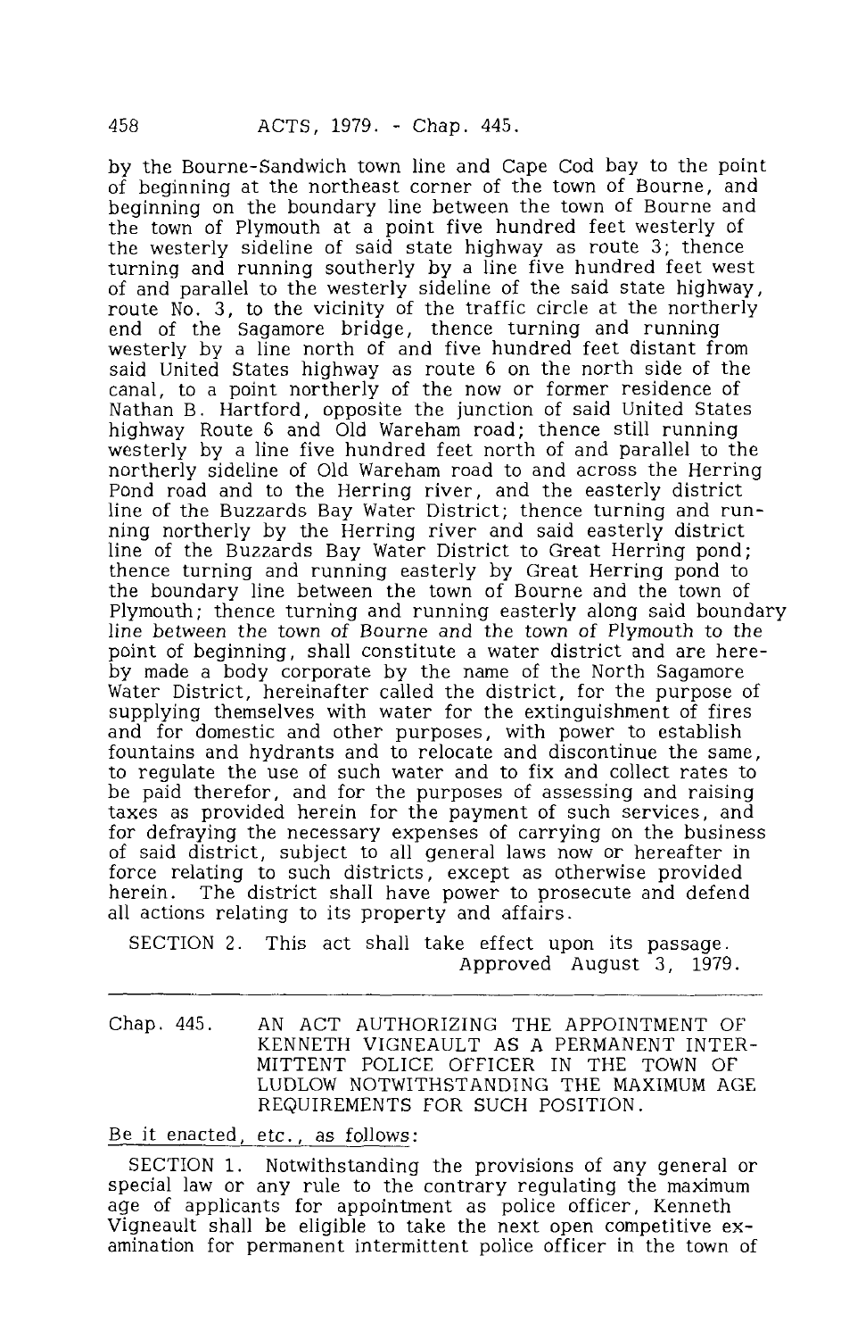by the Bourne-Sandwich town line and Cape Cod bay to the point of beginning at the northeast corner of the town of Bourne, and beginning on the boundary line between the town of Bourne and the town of Plymouth at a point five hundred feet westerly of the westerly sideline of said state highway as route 3; thence turning and running southerly by a line five hundred feet west of and parallel to the westerly sideline of the said state highway, route No. 3, to the vicinity of the traffic circle at the northerly end of the Sagamore bridge, thence turning and running westerly by a line north of and five hundred feet distant from said United States highway as route 6 on the north side of the canal, to a point northerly of the now or former residence of Nathan B. Hartford, opposite the junction of said United States highway Route 6 and Old Wareham road; thence still running westerly by a line five hundred feet north of and parallel to the northerly sideline of Old Wareham road to and across the Herring Pond road and to the Herring river, and the easterly district line of the Buzzards Bay Water District; thence turning and running northerly by the Herring river and said easterly district line of the Buzzards Bay Water District to Great Herring pond; thence turning and running easterly by Great Herring pond to the boundary line between the town of Bourne and the town of Plymouth; thence turning and running easterly along said boundary line between the town of Bourne and the town of Plymouth to the point of beginning, shall constitute a water district and are hereby made a body corporate by the name of the North Sagamore Water District, hereinafter called the district, for the purpose of supplying themselves with water for the extinguishment of fires and for domestic and other purposes, with power to establish fountains and hydrants and to relocate and discontinue the same, to regulate the use of such water and to fix and collect rates to be paid therefor, and for the purposes of assessing and raising taxes as provided herein for the payment of such services, and for defraying the necessary expenses of carrying on the business of said district, subject to all general laws now or hereafter in force relating to such districts, except as otherwise provided herein. The district shall have power to prosecute and defend all actions relating to its property and affairs.

SECTION 2. This act shall take effect upon its passage.

Approved August 3, 1979.

---

Chap. 445. AN ACT AUTHORIZING THE APPOINTMENT OF KENNETH VIGNEAULT AS A PERMANENT INTERMITTENT POLICE OFFICER IN THE TOWN OF LUDLOW NOTWITHSTANDING THE MAXIMUM AGE REQUIREMENTS FOR SUCH POSITION.

Be it enacted, etc., as follows:

SECTION 1. Notwithstanding the provisions of any general or special law or any rule to the contrary regulating the maximum age of applicants for appointment as police officer, Kenneth Vigneault shall be eligible to take the next open competitive examination for permanent intermittent police officer in the town of